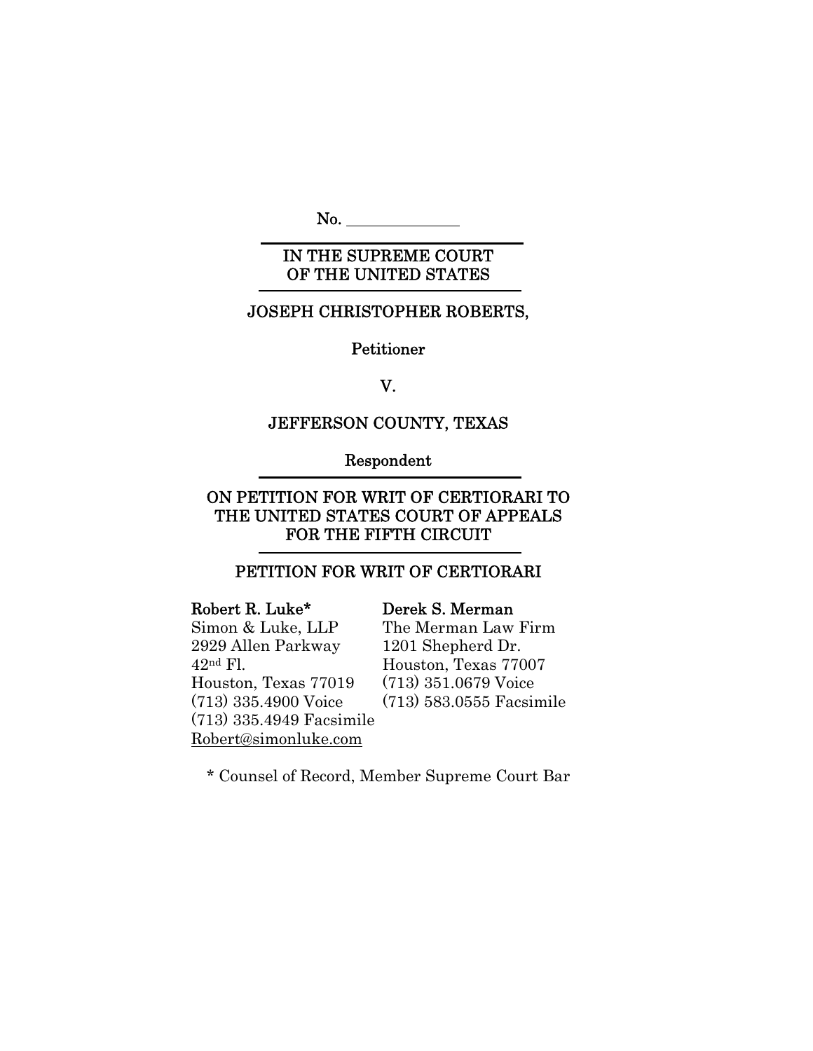No. \_\_\_\_\_\_\_\_\_\_\_\_\_\_

**IN THE SUPREME COURT OF THE UNITED STATES**

**JOSEPH CHRISTOPHER ROBERTS,**

**Petitioner**

**V.**

**JEFFERSON COUNTY, TEXAS**

**Respondent**

**ON PETITION FOR WRIT OF CERTIORARI TO THE UNITED STATES COURT OF APPEALS FOR THE FIFTH CIRCUIT**

**PETITION FOR WRIT OF CERTIORARI**

**Robert R. Luke***
Simon & Luke, LLP
2929 Allen Parkway
42nd Fl.
Houston, Texas 77019
(713) 335.4900 Voice
(713) 335.4949 Facsimile
Robert@simonluke.com

**Derek S. Merman**
The Merman Law Firm
1201 Shepherd Dr.
Houston, Texas 77007
(713) 351.0679 Voice
(713) 583.0555 Facsimile

\* Counsel of Record, Member Supreme Court Bar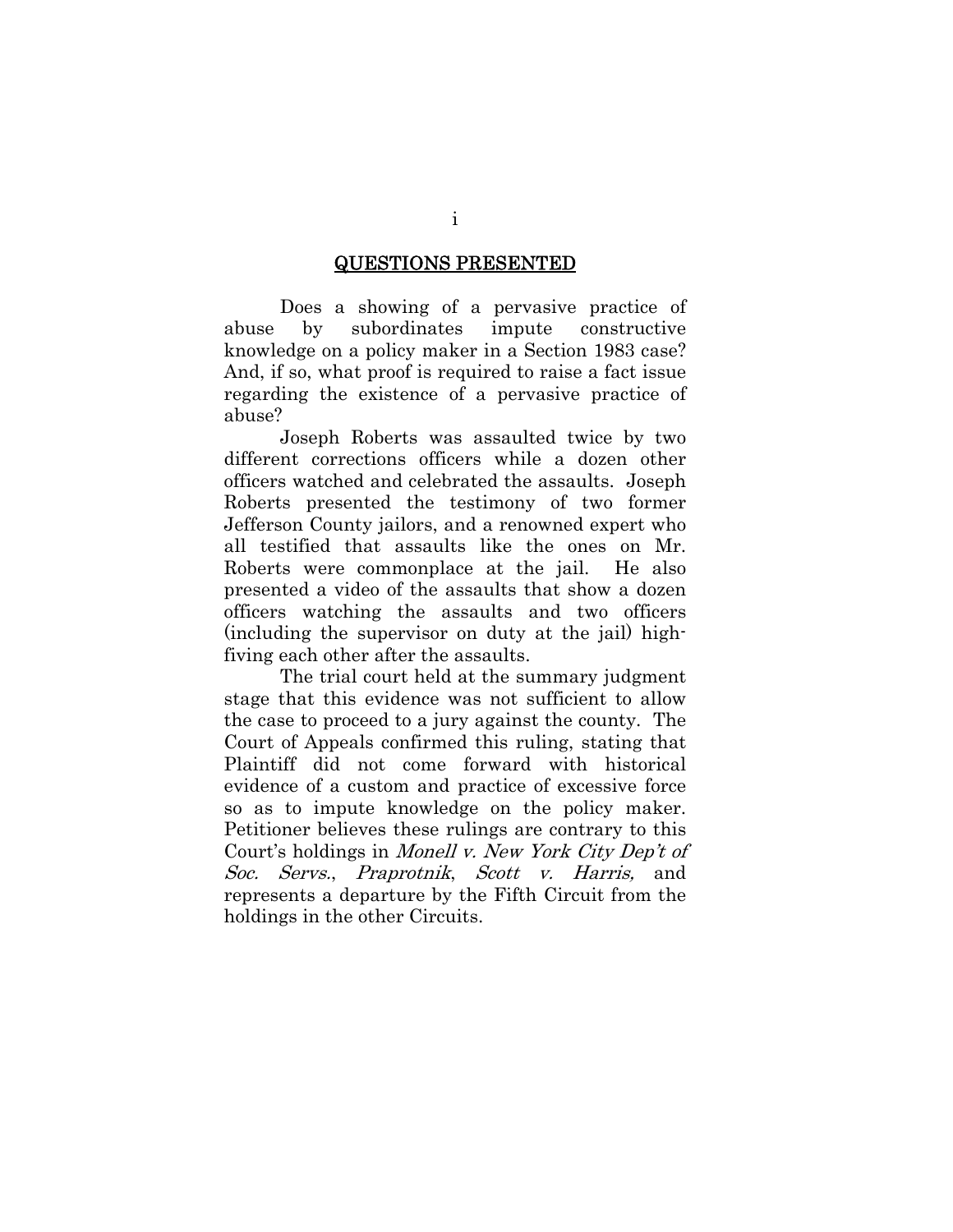## QUESTIONS PRESENTED

Does a showing of a pervasive practice of abuse by subordinates impute constructive knowledge on a policy maker in a Section 1983 case? And, if so, what proof is required to raise a fact issue regarding the existence of a pervasive practice of abuse?

Joseph Roberts was assaulted twice by two different corrections officers while a dozen other officers watched and celebrated the assaults. Joseph Roberts presented the testimony of two former Jefferson County jailors, and a renowned expert who all testified that assaults like the ones on Mr. Roberts were commonplace at the jail. He also presented a video of the assaults that show a dozen officers watching the assaults and two officers (including the supervisor on duty at the jail) high-fiving each other after the assaults.

The trial court held at the summary judgment stage that this evidence was not sufficient to allow the case to proceed to a jury against the county. The Court of Appeals confirmed this ruling, stating that Plaintiff did not come forward with historical evidence of a custom and practice of excessive force so as to impute knowledge on the policy maker. Petitioner believes these rulings are contrary to this Court's holdings in *Monell v. New York City Dep't of Soc. Servs.*, *Praprotnik*, *Scott v. Harris,* and represents a departure by the Fifth Circuit from the holdings in the other Circuits.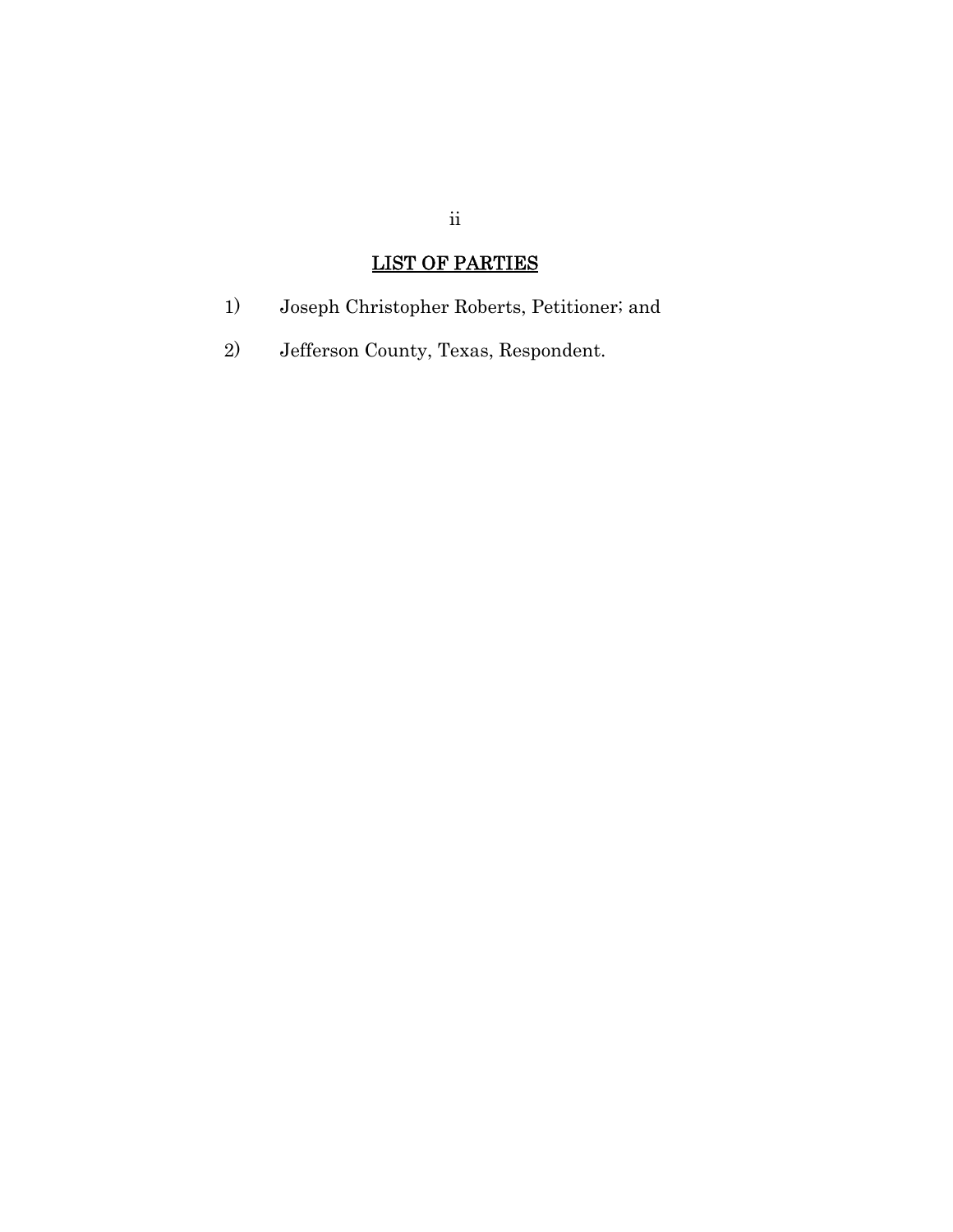## LIST OF PARTIES

1) Joseph Christopher Roberts, Petitioner; and

2) Jefferson County, Texas, Respondent.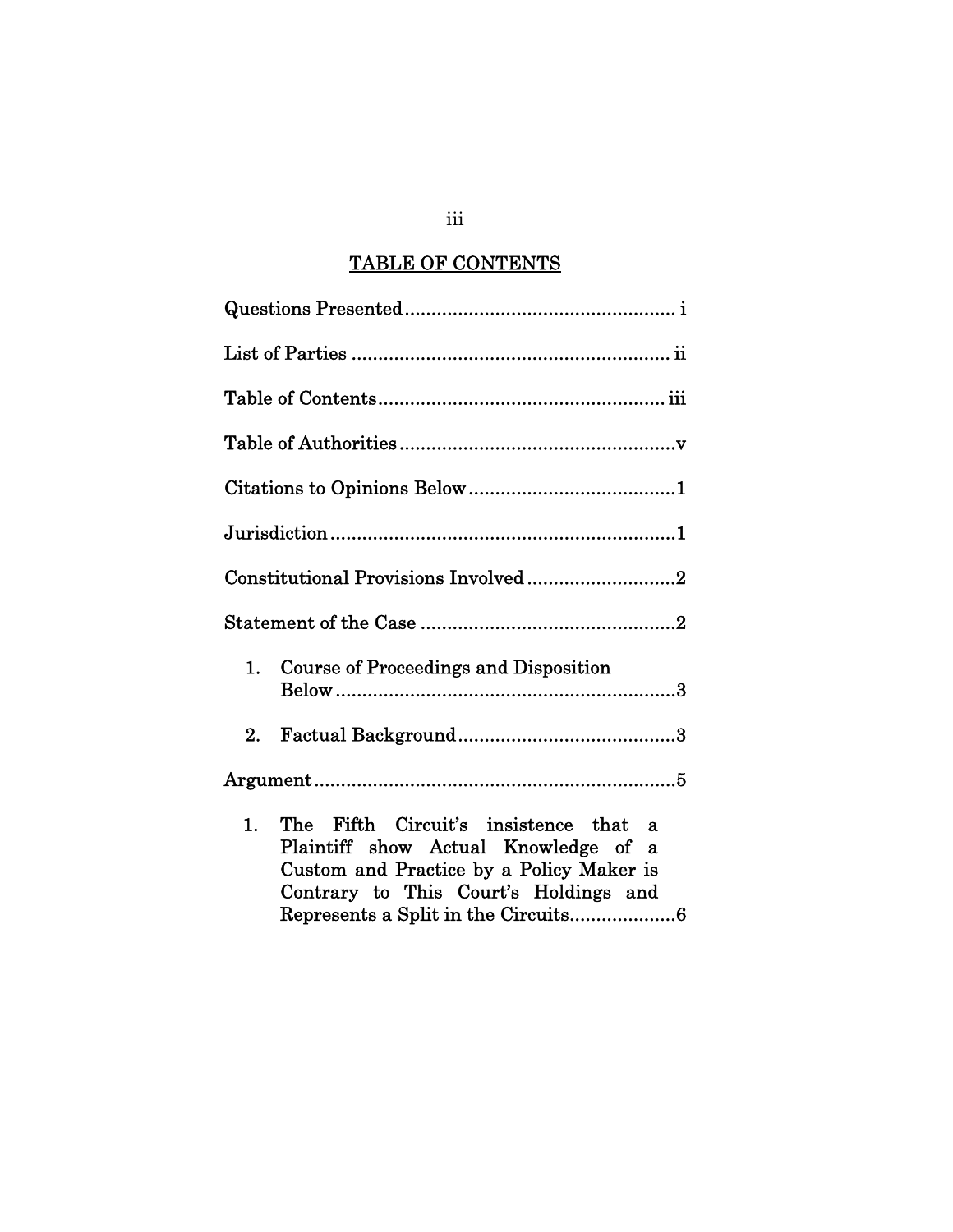## TABLE OF CONTENTS

Questions Presented .................................................. i

List of Parties ........................................................... ii

Table of Contents..................................................... iii

Table of Authorities ...................................................v

Citations to Opinions Below ......................................1

Jurisdiction ................................................................1

Constitutional Provisions Involved ...........................2

Statement of the Case ...............................................2

1. Course of Proceedings and Disposition Below ...............................................................3

2. Factual Background.........................................3

Argument ...................................................................5

1. The Fifth Circuit's insistence that a Plaintiff show Actual Knowledge of a Custom and Practice by a Policy Maker is Contrary to This Court's Holdings and Represents a Split in the Circuits...................6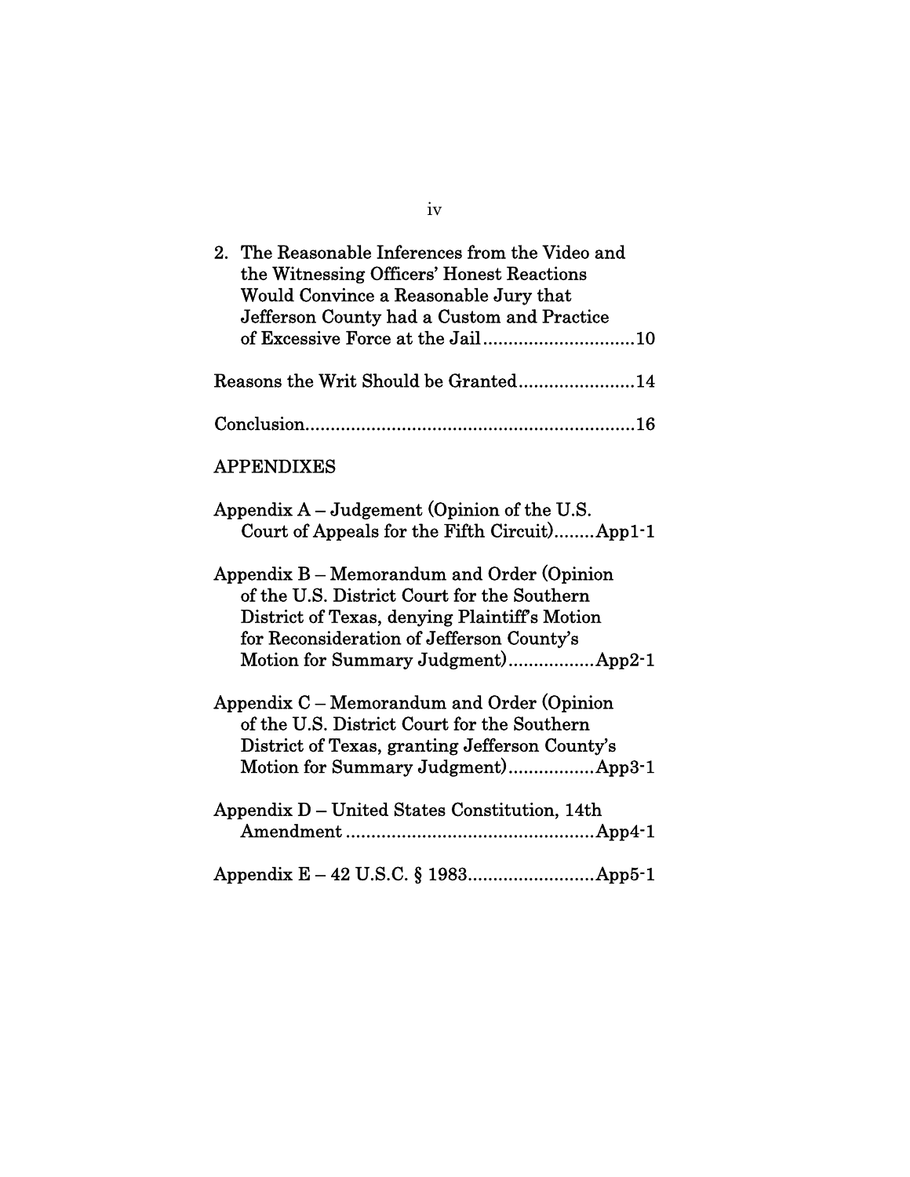2. The Reasonable Inferences from the Video and the Witnessing Officers' Honest Reactions Would Convince a Reasonable Jury that Jefferson County had a Custom and Practice of Excessive Force at the Jail..............................10

Reasons the Writ Should be Granted.......................14

Conclusion.................................................................16

APPENDIXES

Appendix A – Judgement (Opinion of the U.S. Court of Appeals for the Fifth Circuit)........App1-1

Appendix B – Memorandum and Order (Opinion of the U.S. District Court for the Southern District of Texas, denying Plaintiff's Motion for Reconsideration of Jefferson County's Motion for Summary Judgment).................App2-1

Appendix C – Memorandum and Order (Opinion of the U.S. District Court for the Southern District of Texas, granting Jefferson County's Motion for Summary Judgment).................App3-1

Appendix D – United States Constitution, 14th Amendment .................................................App4-1

Appendix E – 42 U.S.C. § 1983.........................App5-1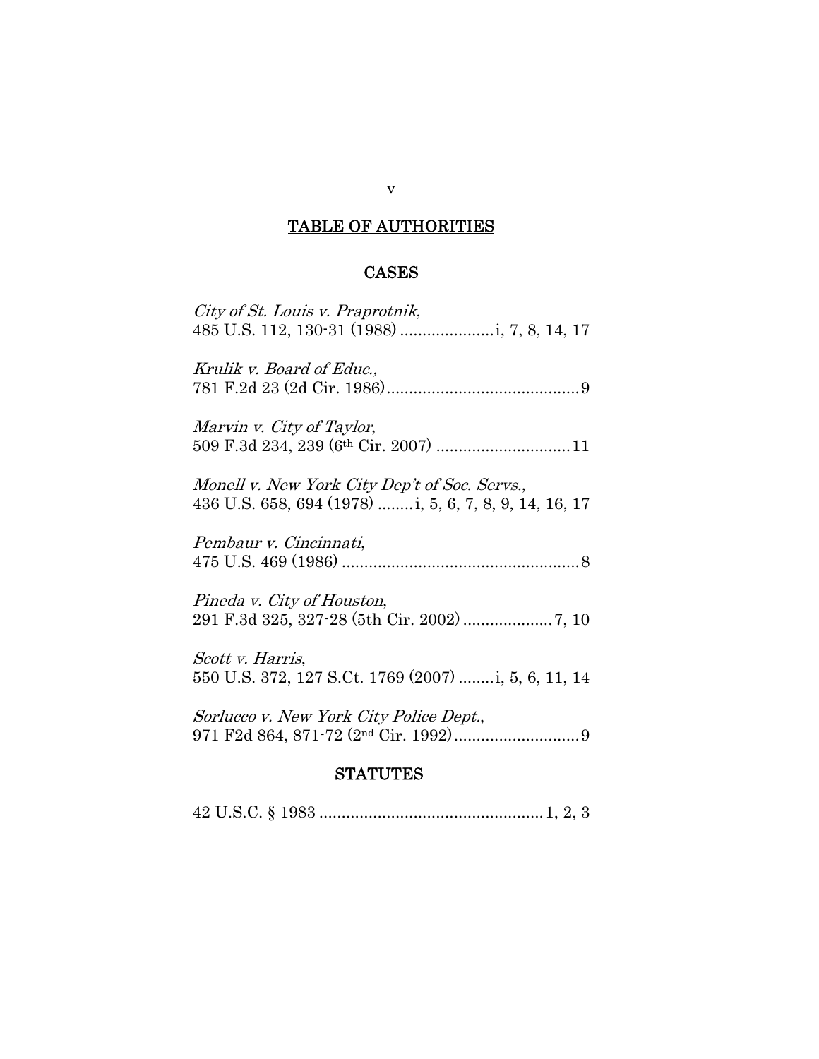## TABLE OF AUTHORITIES

### CASES

*City of St. Louis v. Praprotnik*,
485 U.S. 112, 130-31 (1988) .....................i, 7, 8, 14, 17

*Krulik v. Board of Educ.,*
781 F.2d 23 (2d Cir. 1986)...........................................9

*Marvin v. City of Taylor*,
509 F.3d 234, 239 (6th Cir. 2007) ..............................11

*Monell v. New York City Dep't of Soc. Servs.*,
436 U.S. 658, 694 (1978) ........i, 5, 6, 7, 8, 9, 14, 16, 17

*Pembaur v. Cincinnati*,
475 U.S. 469 (1986) .....................................................8

*Pineda v. City of Houston*,
291 F.3d 325, 327-28 (5th Cir. 2002) ....................7, 10

*Scott v. Harris*,
550 U.S. 372, 127 S.Ct. 1769 (2007) ........i, 5, 6, 11, 14

*Sorlucco v. New York City Police Dept.*,
971 F2d 864, 871-72 (2nd Cir. 1992)............................9

### STATUTES

42 U.S.C. § 1983 ..................................................1, 2, 3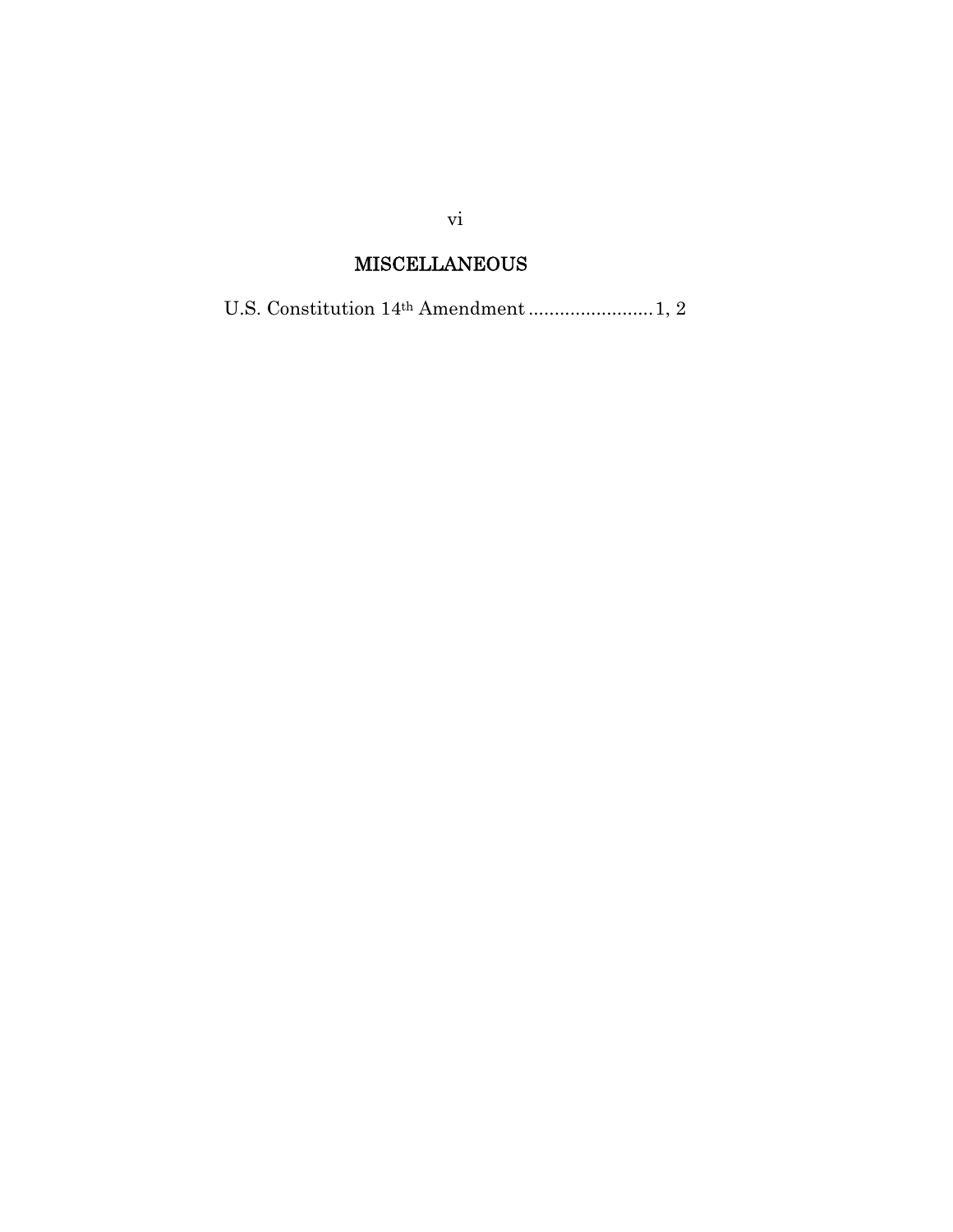## MISCELLANEOUS

U.S. Constitution 14th Amendment ........................ 1, 2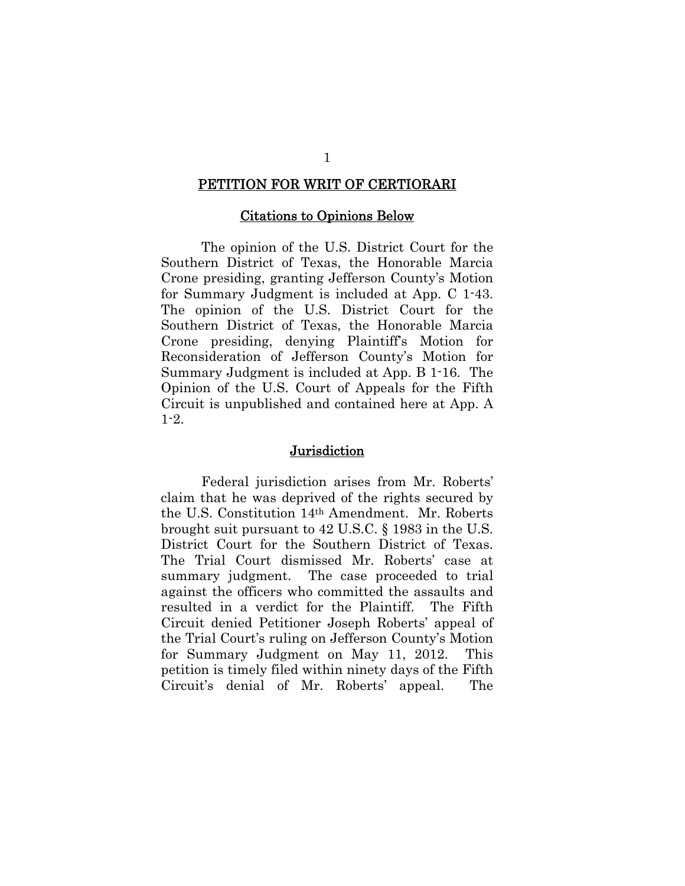# PETITION FOR WRIT OF CERTIORARI

## Citations to Opinions Below

The opinion of the U.S. District Court for the Southern District of Texas, the Honorable Marcia Crone presiding, granting Jefferson County's Motion for Summary Judgment is included at App. C 1-43. The opinion of the U.S. District Court for the Southern District of Texas, the Honorable Marcia Crone presiding, denying Plaintiff's Motion for Reconsideration of Jefferson County's Motion for Summary Judgment is included at App. B 1-16. The Opinion of the U.S. Court of Appeals for the Fifth Circuit is unpublished and contained here at App. A 1-2.

## Jurisdiction

Federal jurisdiction arises from Mr. Roberts' claim that he was deprived of the rights secured by the U.S. Constitution 14th Amendment. Mr. Roberts brought suit pursuant to 42 U.S.C. § 1983 in the U.S. District Court for the Southern District of Texas. The Trial Court dismissed Mr. Roberts' case at summary judgment. The case proceeded to trial against the officers who committed the assaults and resulted in a verdict for the Plaintiff. The Fifth Circuit denied Petitioner Joseph Roberts' appeal of the Trial Court's ruling on Jefferson County's Motion for Summary Judgment on May 11, 2012. This petition is timely filed within ninety days of the Fifth Circuit's denial of Mr. Roberts' appeal. The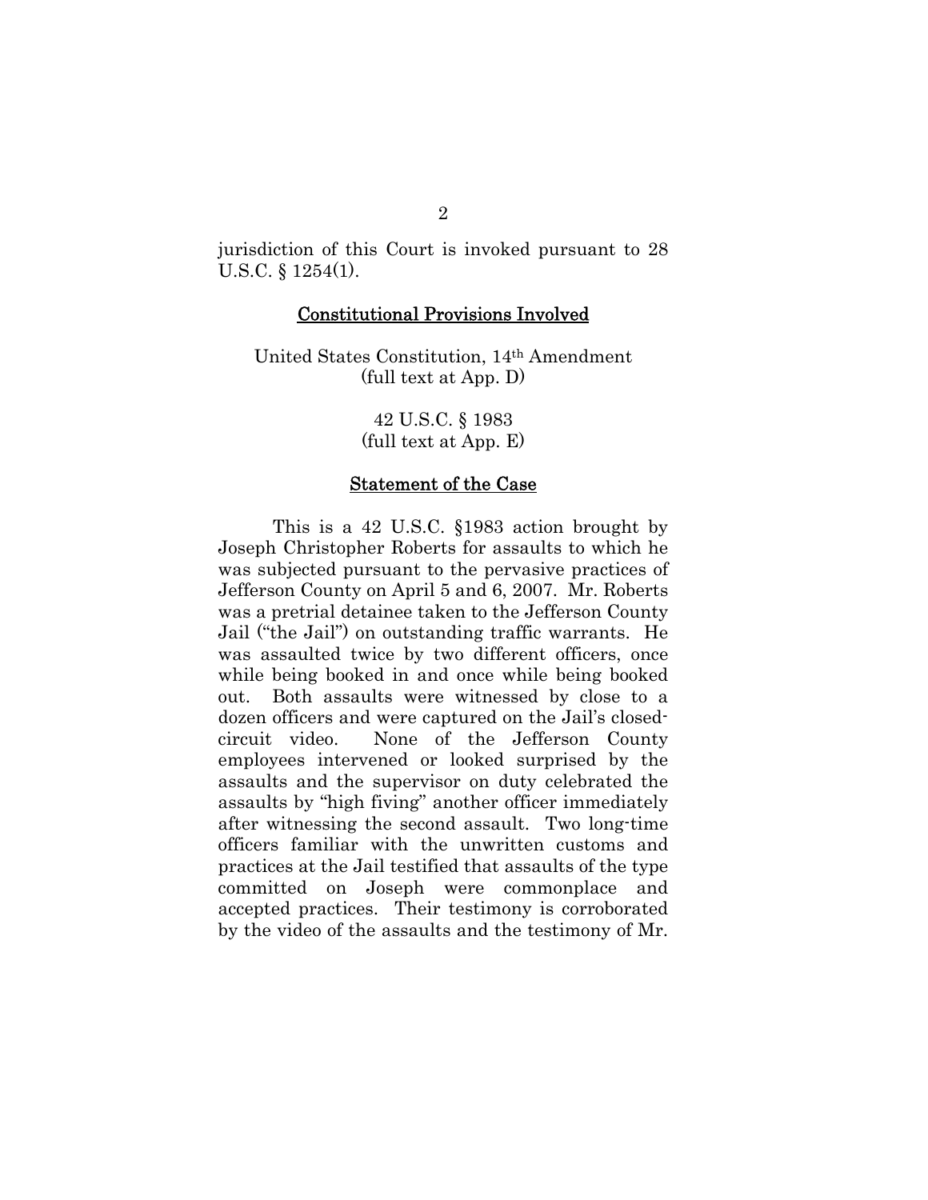jurisdiction of this Court is invoked pursuant to 28 U.S.C. § 1254(1).

## Constitutional Provisions Involved

United States Constitution, 14th Amendment
(full text at App. D)

42 U.S.C. § 1983
(full text at App. E)

## Statement of the Case

This is a 42 U.S.C. §1983 action brought by Joseph Christopher Roberts for assaults to which he was subjected pursuant to the pervasive practices of Jefferson County on April 5 and 6, 2007. Mr. Roberts was a pretrial detainee taken to the Jefferson County Jail ("the Jail") on outstanding traffic warrants. He was assaulted twice by two different officers, once while being booked in and once while being booked out. Both assaults were witnessed by close to a dozen officers and were captured on the Jail's closed-circuit video. None of the Jefferson County employees intervened or looked surprised by the assaults and the supervisor on duty celebrated the assaults by "high fiving" another officer immediately after witnessing the second assault. Two long-time officers familiar with the unwritten customs and practices at the Jail testified that assaults of the type committed on Joseph were commonplace and accepted practices. Their testimony is corroborated by the video of the assaults and the testimony of Mr.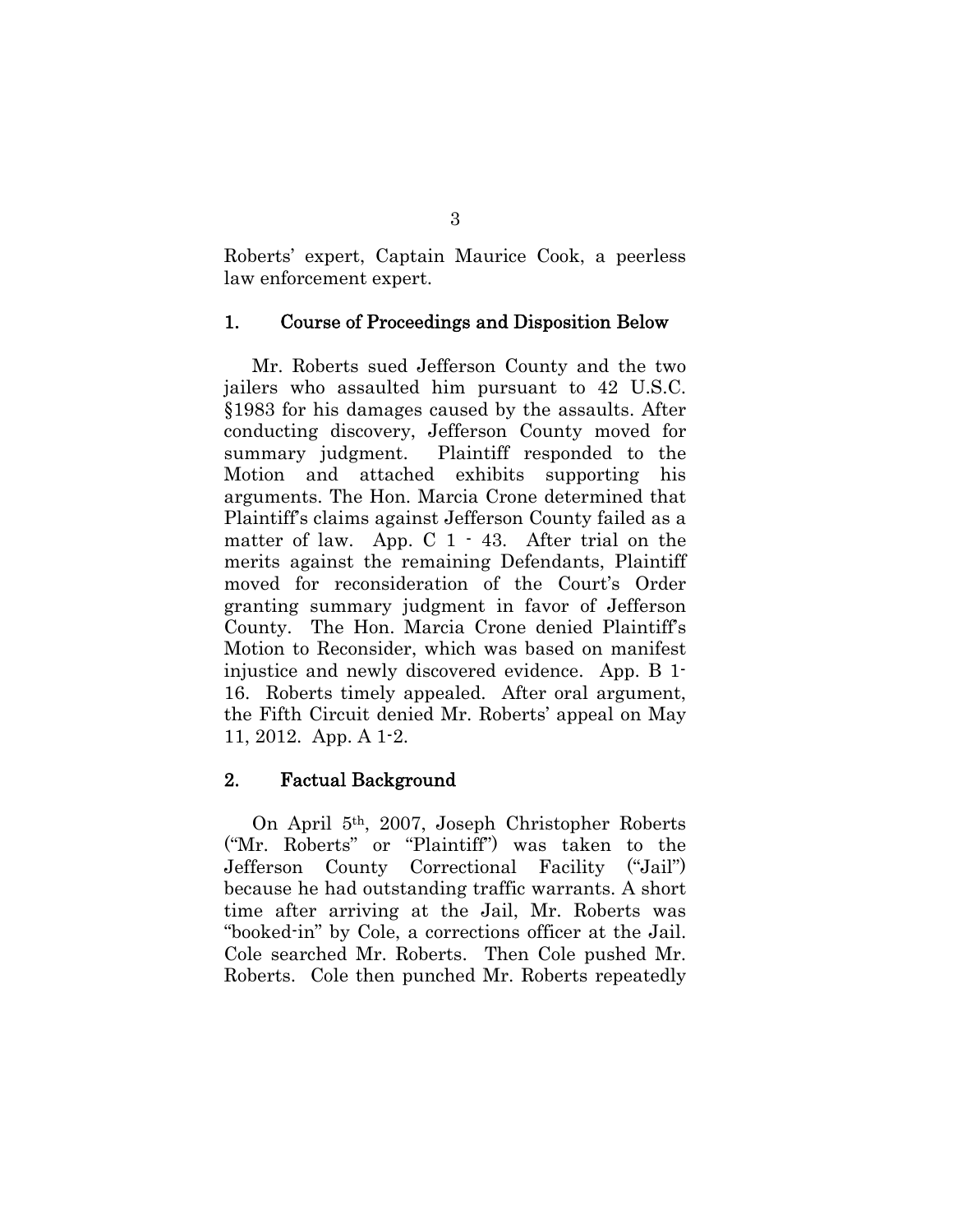Roberts' expert, Captain Maurice Cook, a peerless law enforcement expert.

## 1. Course of Proceedings and Disposition Below

Mr. Roberts sued Jefferson County and the two jailers who assaulted him pursuant to 42 U.S.C. §1983 for his damages caused by the assaults. After conducting discovery, Jefferson County moved for summary judgment. Plaintiff responded to the Motion and attached exhibits supporting his arguments. The Hon. Marcia Crone determined that Plaintiff's claims against Jefferson County failed as a matter of law. App. C 1 - 43. After trial on the merits against the remaining Defendants, Plaintiff moved for reconsideration of the Court's Order granting summary judgment in favor of Jefferson County. The Hon. Marcia Crone denied Plaintiff's Motion to Reconsider, which was based on manifest injustice and newly discovered evidence. App. B 1-16. Roberts timely appealed. After oral argument, the Fifth Circuit denied Mr. Roberts' appeal on May 11, 2012. App. A 1-2.

## 2. Factual Background

On April 5th, 2007, Joseph Christopher Roberts ("Mr. Roberts" or "Plaintiff") was taken to the Jefferson County Correctional Facility ("Jail") because he had outstanding traffic warrants. A short time after arriving at the Jail, Mr. Roberts was "booked-in" by Cole, a corrections officer at the Jail. Cole searched Mr. Roberts. Then Cole pushed Mr. Roberts. Cole then punched Mr. Roberts repeatedly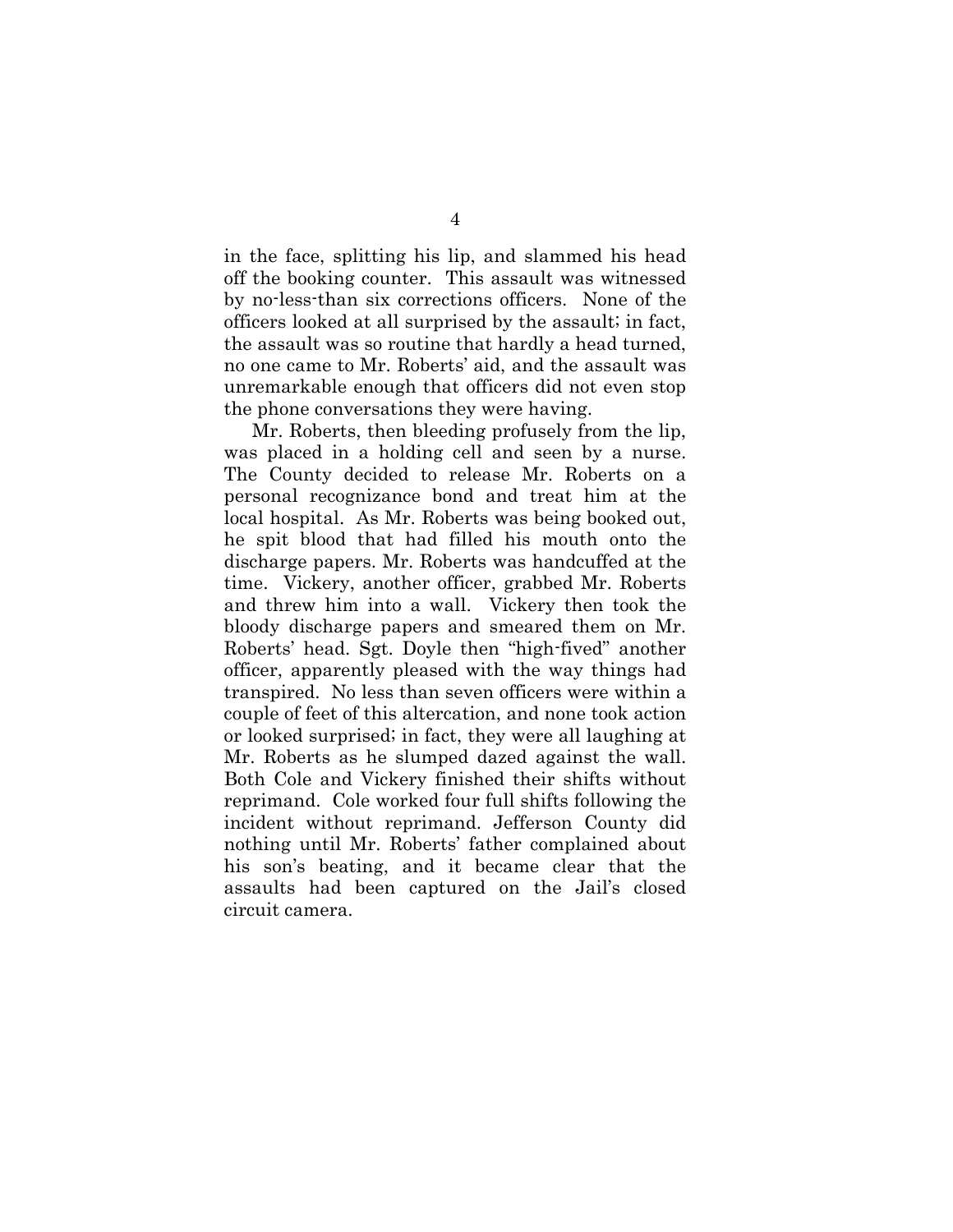in the face, splitting his lip, and slammed his head off the booking counter. This assault was witnessed by no-less-than six corrections officers. None of the officers looked at all surprised by the assault; in fact, the assault was so routine that hardly a head turned, no one came to Mr. Roberts' aid, and the assault was unremarkable enough that officers did not even stop the phone conversations they were having.

Mr. Roberts, then bleeding profusely from the lip, was placed in a holding cell and seen by a nurse. The County decided to release Mr. Roberts on a personal recognizance bond and treat him at the local hospital. As Mr. Roberts was being booked out, he spit blood that had filled his mouth onto the discharge papers. Mr. Roberts was handcuffed at the time. Vickery, another officer, grabbed Mr. Roberts and threw him into a wall. Vickery then took the bloody discharge papers and smeared them on Mr. Roberts' head. Sgt. Doyle then "high-fived" another officer, apparently pleased with the way things had transpired. No less than seven officers were within a couple of feet of this altercation, and none took action or looked surprised; in fact, they were all laughing at Mr. Roberts as he slumped dazed against the wall. Both Cole and Vickery finished their shifts without reprimand. Cole worked four full shifts following the incident without reprimand. Jefferson County did nothing until Mr. Roberts' father complained about his son's beating, and it became clear that the assaults had been captured on the Jail's closed circuit camera.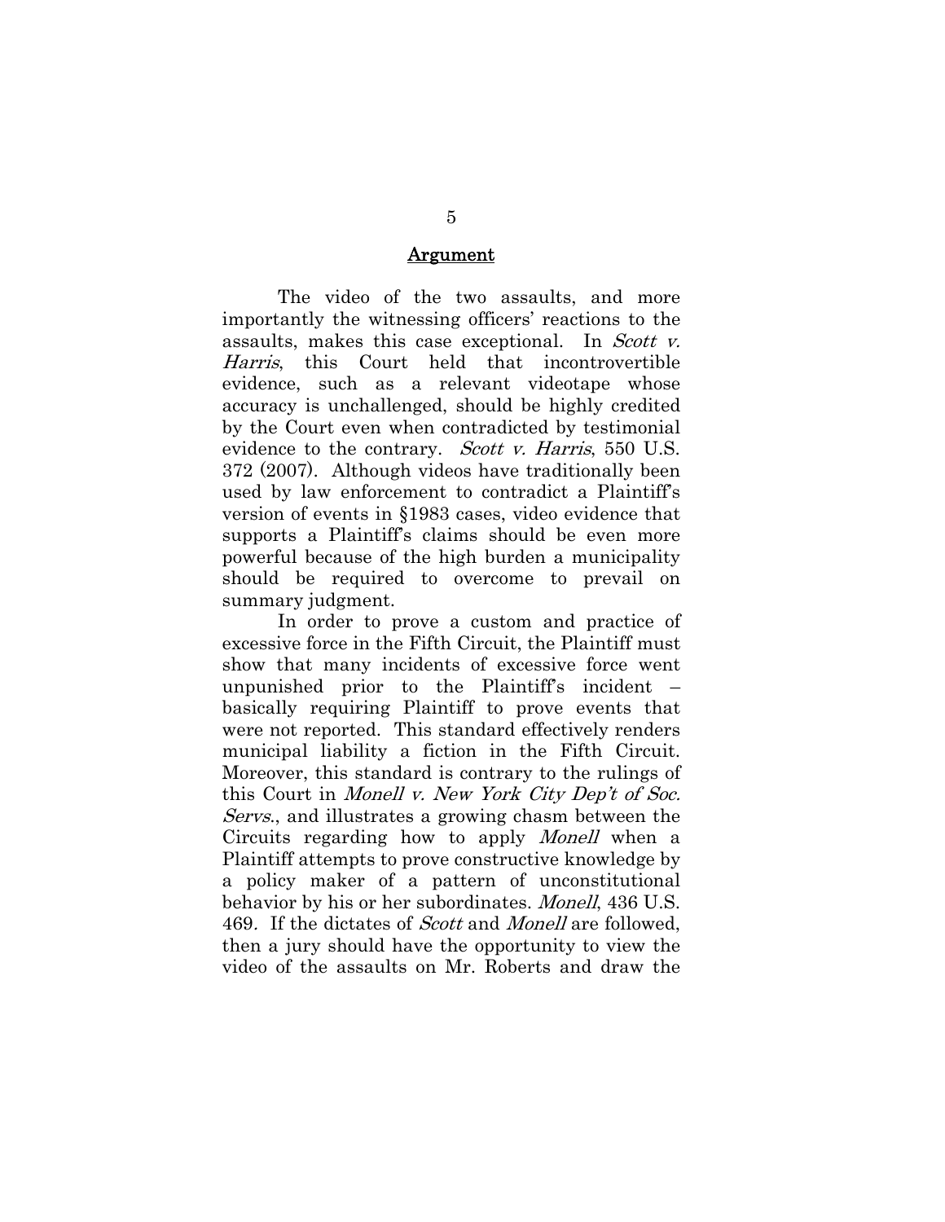## Argument

The video of the two assaults, and more importantly the witnessing officers' reactions to the assaults, makes this case exceptional. In *Scott v. Harris*, this Court held that incontrovertible evidence, such as a relevant videotape whose accuracy is unchallenged, should be highly credited by the Court even when contradicted by testimonial evidence to the contrary. *Scott v. Harris*, 550 U.S. 372 (2007). Although videos have traditionally been used by law enforcement to contradict a Plaintiff's version of events in §1983 cases, video evidence that supports a Plaintiff's claims should be even more powerful because of the high burden a municipality should be required to overcome to prevail on summary judgment.

In order to prove a custom and practice of excessive force in the Fifth Circuit, the Plaintiff must show that many incidents of excessive force went unpunished prior to the Plaintiff's incident – basically requiring Plaintiff to prove events that were not reported. This standard effectively renders municipal liability a fiction in the Fifth Circuit. Moreover, this standard is contrary to the rulings of this Court in *Monell v. New York City Dep't of Soc. Servs.*, and illustrates a growing chasm between the Circuits regarding how to apply *Monell* when a Plaintiff attempts to prove constructive knowledge by a policy maker of a pattern of unconstitutional behavior by his or her subordinates. *Monell*, 436 U.S. 469. If the dictates of *Scott* and *Monell* are followed, then a jury should have the opportunity to view the video of the assaults on Mr. Roberts and draw the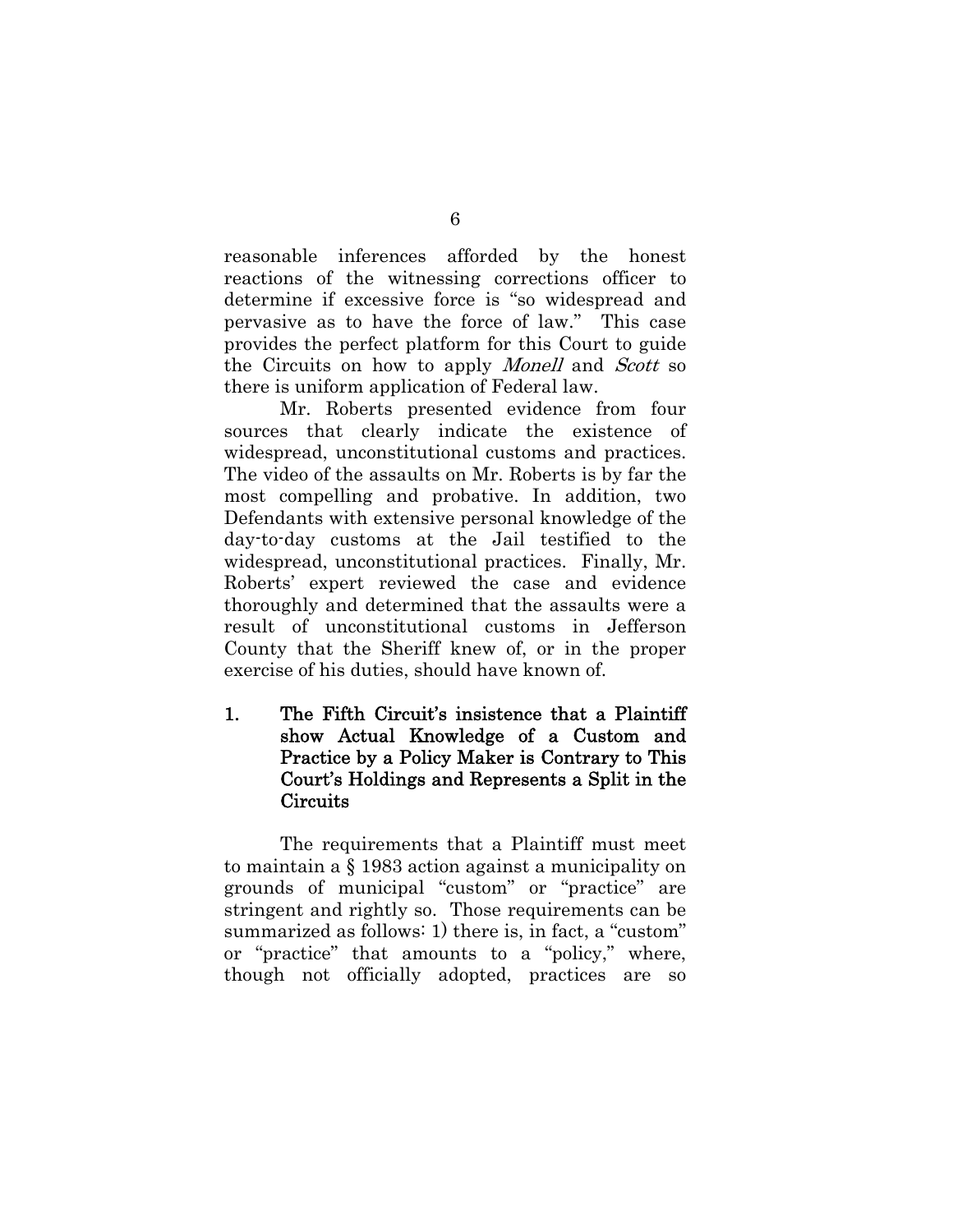reasonable inferences afforded by the honest reactions of the witnessing corrections officer to determine if excessive force is "so widespread and pervasive as to have the force of law." This case provides the perfect platform for this Court to guide the Circuits on how to apply *Monell* and *Scott* so there is uniform application of Federal law.

Mr. Roberts presented evidence from four sources that clearly indicate the existence of widespread, unconstitutional customs and practices. The video of the assaults on Mr. Roberts is by far the most compelling and probative. In addition, two Defendants with extensive personal knowledge of the day-to-day customs at the Jail testified to the widespread, unconstitutional practices. Finally, Mr. Roberts' expert reviewed the case and evidence thoroughly and determined that the assaults were a result of unconstitutional customs in Jefferson County that the Sheriff knew of, or in the proper exercise of his duties, should have known of.

### 1. The Fifth Circuit's insistence that a Plaintiff show Actual Knowledge of a Custom and Practice by a Policy Maker is Contrary to This Court's Holdings and Represents a Split in the Circuits

The requirements that a Plaintiff must meet to maintain a § 1983 action against a municipality on grounds of municipal "custom" or "practice" are stringent and rightly so. Those requirements can be summarized as follows: 1) there is, in fact, a "custom" or "practice" that amounts to a "policy," where, though not officially adopted, practices are so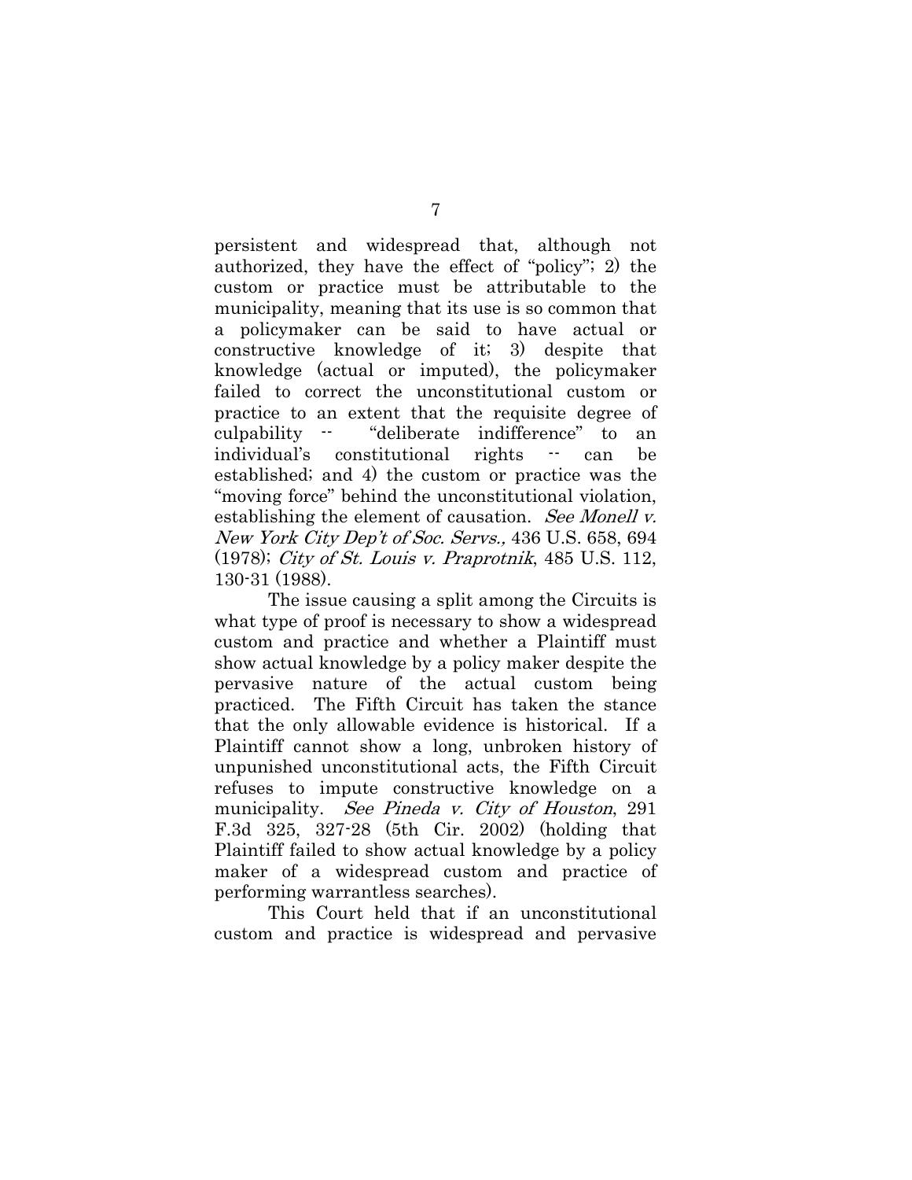persistent and widespread that, although not authorized, they have the effect of "policy"; 2) the custom or practice must be attributable to the municipality, meaning that its use is so common that a policymaker can be said to have actual or constructive knowledge of it; 3) despite that knowledge (actual or imputed), the policymaker failed to correct the unconstitutional custom or practice to an extent that the requisite degree of culpability -- "deliberate indifference" to an individual's constitutional rights -- can be established; and 4) the custom or practice was the "moving force" behind the unconstitutional violation, establishing the element of causation. *See Monell v. New York City Dep't of Soc. Servs.,* 436 U.S. 658, 694 (1978); *City of St. Louis v. Praprotnik*, 485 U.S. 112, 130-31 (1988).

The issue causing a split among the Circuits is what type of proof is necessary to show a widespread custom and practice and whether a Plaintiff must show actual knowledge by a policy maker despite the pervasive nature of the actual custom being practiced. The Fifth Circuit has taken the stance that the only allowable evidence is historical. If a Plaintiff cannot show a long, unbroken history of unpunished unconstitutional acts, the Fifth Circuit refuses to impute constructive knowledge on a municipality. *See Pineda v. City of Houston*, 291 F.3d 325, 327-28 (5th Cir. 2002) (holding that Plaintiff failed to show actual knowledge by a policy maker of a widespread custom and practice of performing warrantless searches).

This Court held that if an unconstitutional custom and practice is widespread and pervasive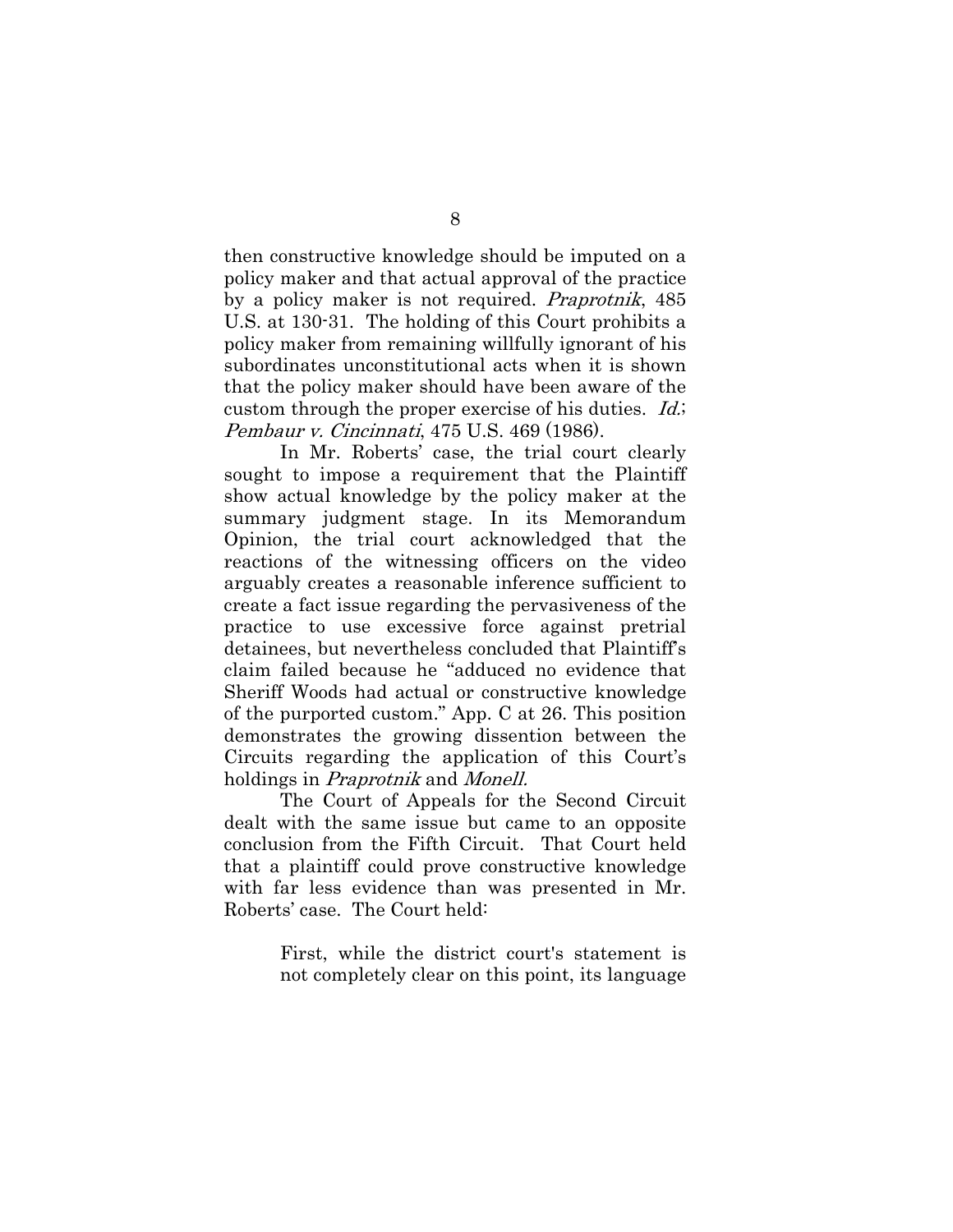then constructive knowledge should be imputed on a policy maker and that actual approval of the practice by a policy maker is not required. *Praprotnik*, 485 U.S. at 130-31. The holding of this Court prohibits a policy maker from remaining willfully ignorant of his subordinates unconstitutional acts when it is shown that the policy maker should have been aware of the custom through the proper exercise of his duties. *Id.*; *Pembaur v. Cincinnati*, 475 U.S. 469 (1986).

In Mr. Roberts' case, the trial court clearly sought to impose a requirement that the Plaintiff show actual knowledge by the policy maker at the summary judgment stage. In its Memorandum Opinion, the trial court acknowledged that the reactions of the witnessing officers on the video arguably creates a reasonable inference sufficient to create a fact issue regarding the pervasiveness of the practice to use excessive force against pretrial detainees, but nevertheless concluded that Plaintiff's claim failed because he "adduced no evidence that Sheriff Woods had actual or constructive knowledge of the purported custom." App. C at 26. This position demonstrates the growing dissention between the Circuits regarding the application of this Court's holdings in *Praprotnik* and *Monell.*

The Court of Appeals for the Second Circuit dealt with the same issue but came to an opposite conclusion from the Fifth Circuit. That Court held that a plaintiff could prove constructive knowledge with far less evidence than was presented in Mr. Roberts' case. The Court held:

> First, while the district court's statement is not completely clear on this point, its language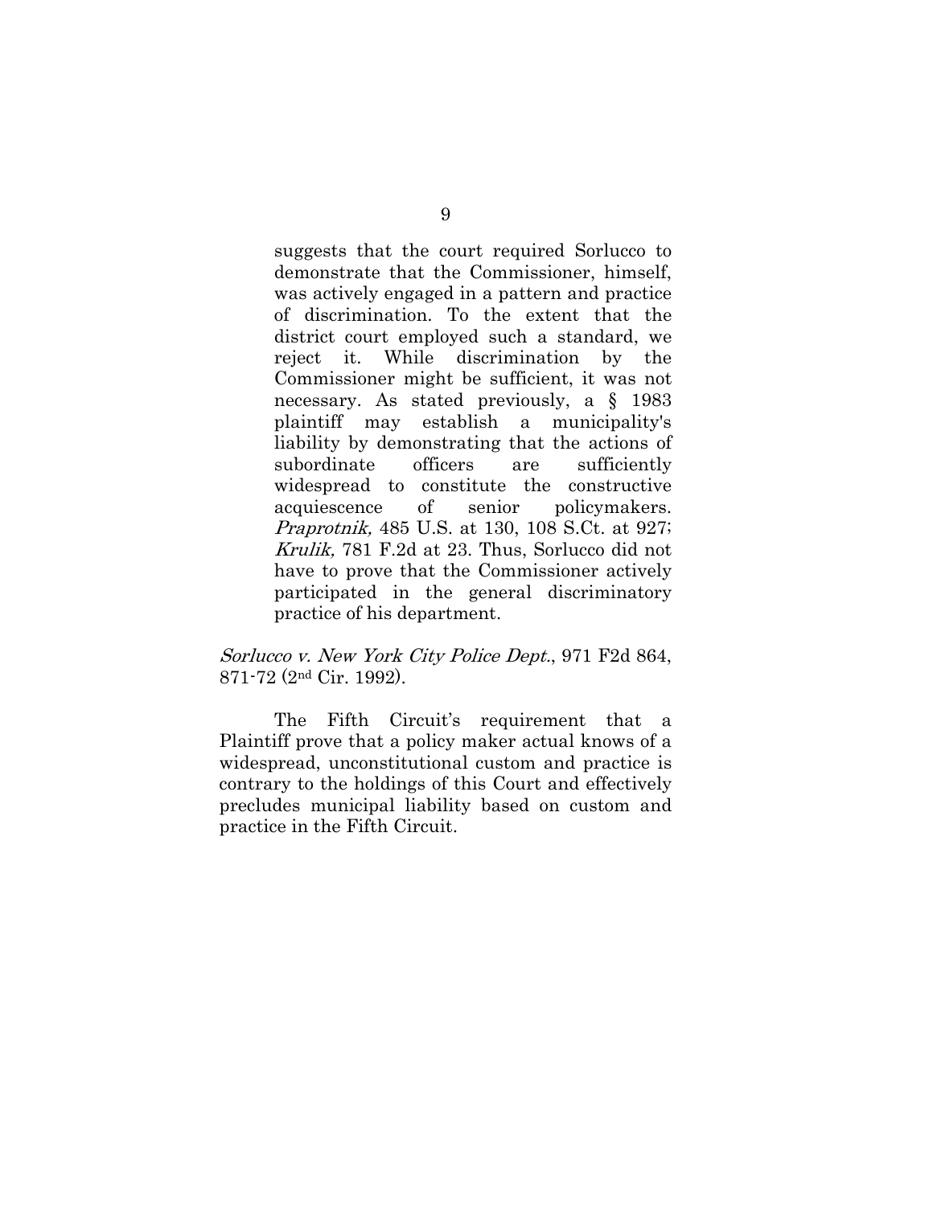> suggests that the court required Sorlucco to demonstrate that the Commissioner, himself, was actively engaged in a pattern and practice of discrimination. To the extent that the district court employed such a standard, we reject it. While discrimination by the Commissioner might be sufficient, it was not necessary. As stated previously, a § 1983 plaintiff may establish a municipality's liability by demonstrating that the actions of subordinate officers are sufficiently widespread to constitute the constructive acquiescence of senior policymakers. *Praprotnik,* 485 U.S. at 130, 108 S.Ct. at 927; *Krulik,* 781 F.2d at 23. Thus, Sorlucco did not have to prove that the Commissioner actively participated in the general discriminatory practice of his department.

*Sorlucco v. New York City Police Dept.*, 971 F2d 864, 871-72 (2nd Cir. 1992).

The Fifth Circuit's requirement that a Plaintiff prove that a policy maker actual knows of a widespread, unconstitutional custom and practice is contrary to the holdings of this Court and effectively precludes municipal liability based on custom and practice in the Fifth Circuit.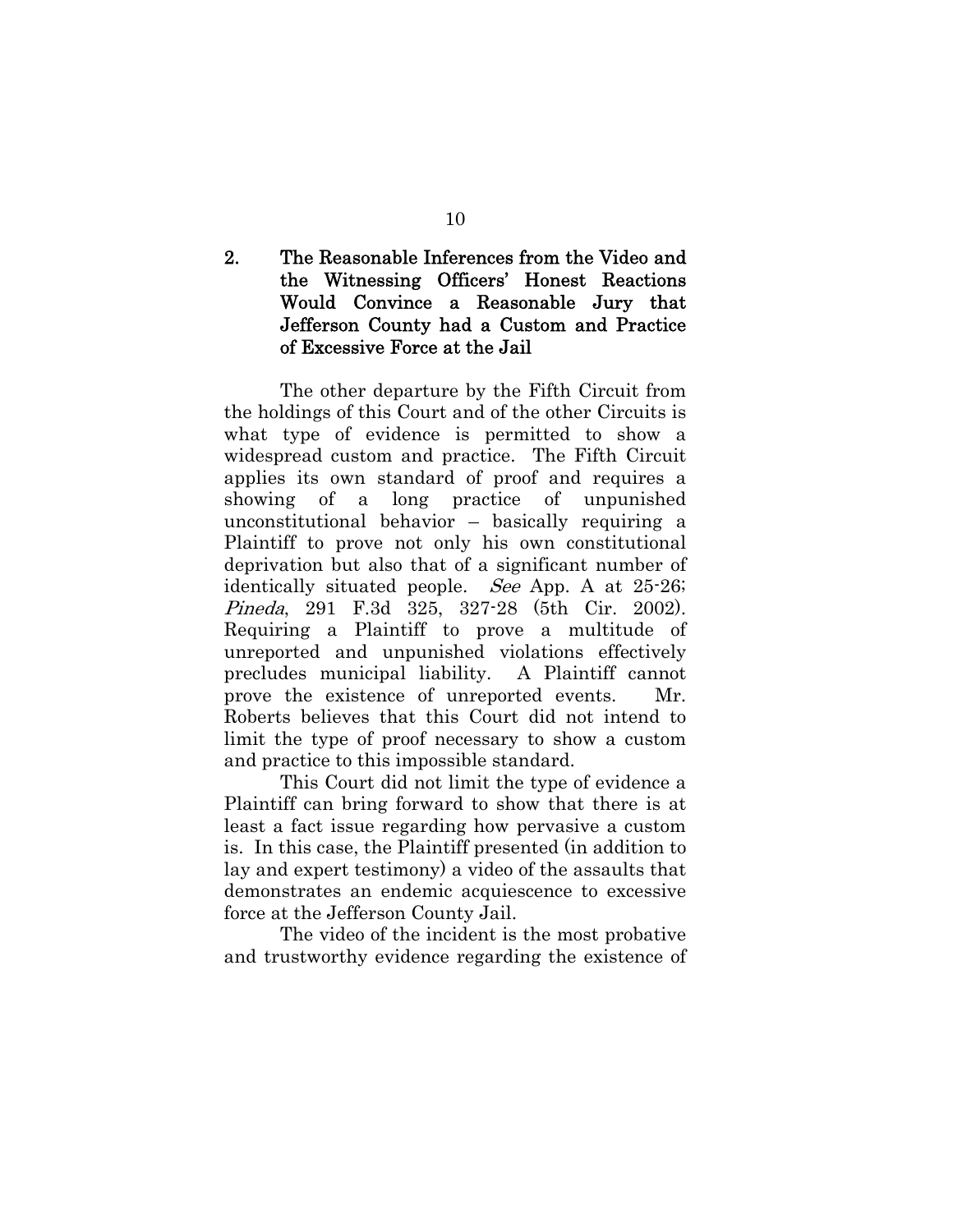### 2. The Reasonable Inferences from the Video and the Witnessing Officers' Honest Reactions Would Convince a Reasonable Jury that Jefferson County had a Custom and Practice of Excessive Force at the Jail

The other departure by the Fifth Circuit from the holdings of this Court and of the other Circuits is what type of evidence is permitted to show a widespread custom and practice. The Fifth Circuit applies its own standard of proof and requires a showing of a long practice of unpunished unconstitutional behavior – basically requiring a Plaintiff to prove not only his own constitutional deprivation but also that of a significant number of identically situated people. *See* App. A at 25-26; *Pineda*, 291 F.3d 325, 327-28 (5th Cir. 2002). Requiring a Plaintiff to prove a multitude of unreported and unpunished violations effectively precludes municipal liability. A Plaintiff cannot prove the existence of unreported events. Mr. Roberts believes that this Court did not intend to limit the type of proof necessary to show a custom and practice to this impossible standard.

This Court did not limit the type of evidence a Plaintiff can bring forward to show that there is at least a fact issue regarding how pervasive a custom is. In this case, the Plaintiff presented (in addition to lay and expert testimony) a video of the assaults that demonstrates an endemic acquiescence to excessive force at the Jefferson County Jail.

The video of the incident is the most probative and trustworthy evidence regarding the existence of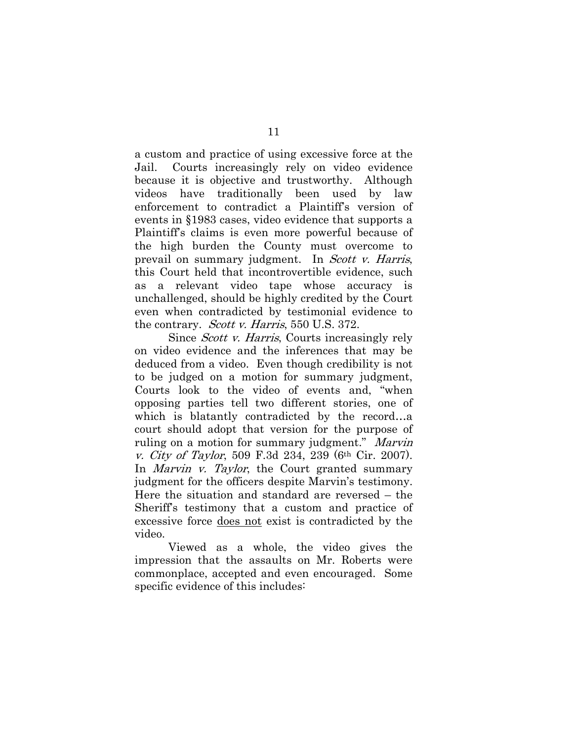a custom and practice of using excessive force at the Jail. Courts increasingly rely on video evidence because it is objective and trustworthy. Although videos have traditionally been used by law enforcement to contradict a Plaintiff's version of events in §1983 cases, video evidence that supports a Plaintiff's claims is even more powerful because of the high burden the County must overcome to prevail on summary judgment. In *Scott v. Harris*, this Court held that incontrovertible evidence, such as a relevant video tape whose accuracy is unchallenged, should be highly credited by the Court even when contradicted by testimonial evidence to the contrary. *Scott v. Harris*, 550 U.S. 372.

Since *Scott v. Harris*, Courts increasingly rely on video evidence and the inferences that may be deduced from a video. Even though credibility is not to be judged on a motion for summary judgment, Courts look to the video of events and, "when opposing parties tell two different stories, one of which is blatantly contradicted by the record…a court should adopt that version for the purpose of ruling on a motion for summary judgment." *Marvin v. City of Taylor*, 509 F.3d 234, 239 (6th Cir. 2007). In *Marvin v. Taylor*, the Court granted summary judgment for the officers despite Marvin's testimony. Here the situation and standard are reversed – the Sheriff's testimony that a custom and practice of excessive force does not exist is contradicted by the video.

Viewed as a whole, the video gives the impression that the assaults on Mr. Roberts were commonplace, accepted and even encouraged. Some specific evidence of this includes: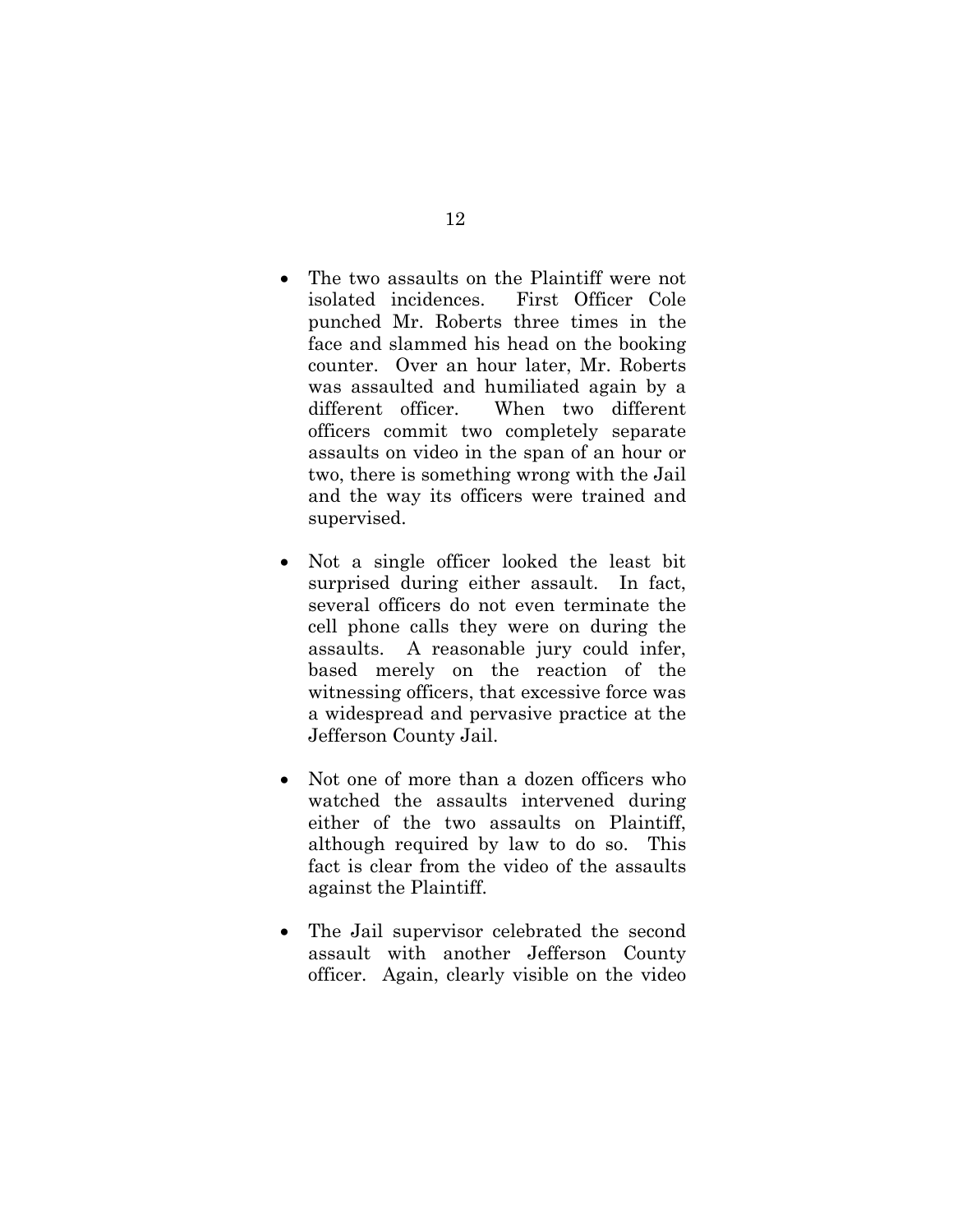- The two assaults on the Plaintiff were not isolated incidences. First Officer Cole punched Mr. Roberts three times in the face and slammed his head on the booking counter. Over an hour later, Mr. Roberts was assaulted and humiliated again by a different officer. When two different officers commit two completely separate assaults on video in the span of an hour or two, there is something wrong with the Jail and the way its officers were trained and supervised.

- Not a single officer looked the least bit surprised during either assault. In fact, several officers do not even terminate the cell phone calls they were on during the assaults. A reasonable jury could infer, based merely on the reaction of the witnessing officers, that excessive force was a widespread and pervasive practice at the Jefferson County Jail.

- Not one of more than a dozen officers who watched the assaults intervened during either of the two assaults on Plaintiff, although required by law to do so. This fact is clear from the video of the assaults against the Plaintiff.

- The Jail supervisor celebrated the second assault with another Jefferson County officer. Again, clearly visible on the video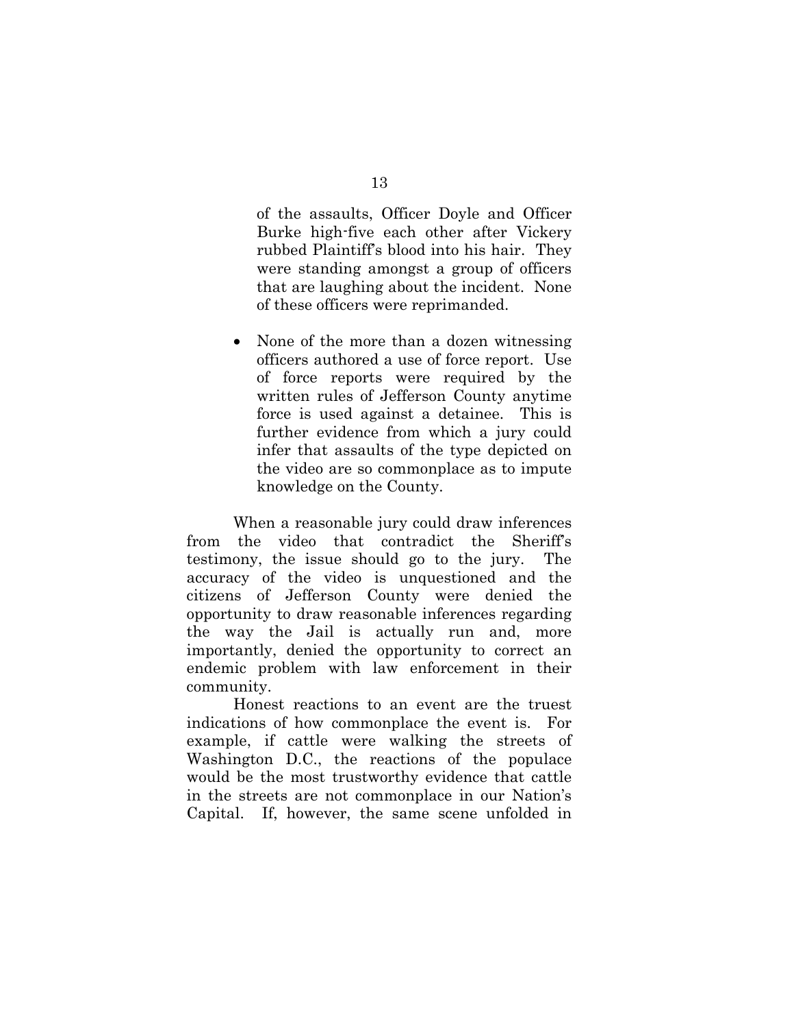of the assaults, Officer Doyle and Officer Burke high-five each other after Vickery rubbed Plaintiff's blood into his hair. They were standing amongst a group of officers that are laughing about the incident. None of these officers were reprimanded.

- None of the more than a dozen witnessing officers authored a use of force report. Use of force reports were required by the written rules of Jefferson County anytime force is used against a detainee. This is further evidence from which a jury could infer that assaults of the type depicted on the video are so commonplace as to impute knowledge on the County.

When a reasonable jury could draw inferences from the video that contradict the Sheriff's testimony, the issue should go to the jury. The accuracy of the video is unquestioned and the citizens of Jefferson County were denied the opportunity to draw reasonable inferences regarding the way the Jail is actually run and, more importantly, denied the opportunity to correct an endemic problem with law enforcement in their community.

Honest reactions to an event are the truest indications of how commonplace the event is. For example, if cattle were walking the streets of Washington D.C., the reactions of the populace would be the most trustworthy evidence that cattle in the streets are not commonplace in our Nation's Capital. If, however, the same scene unfolded in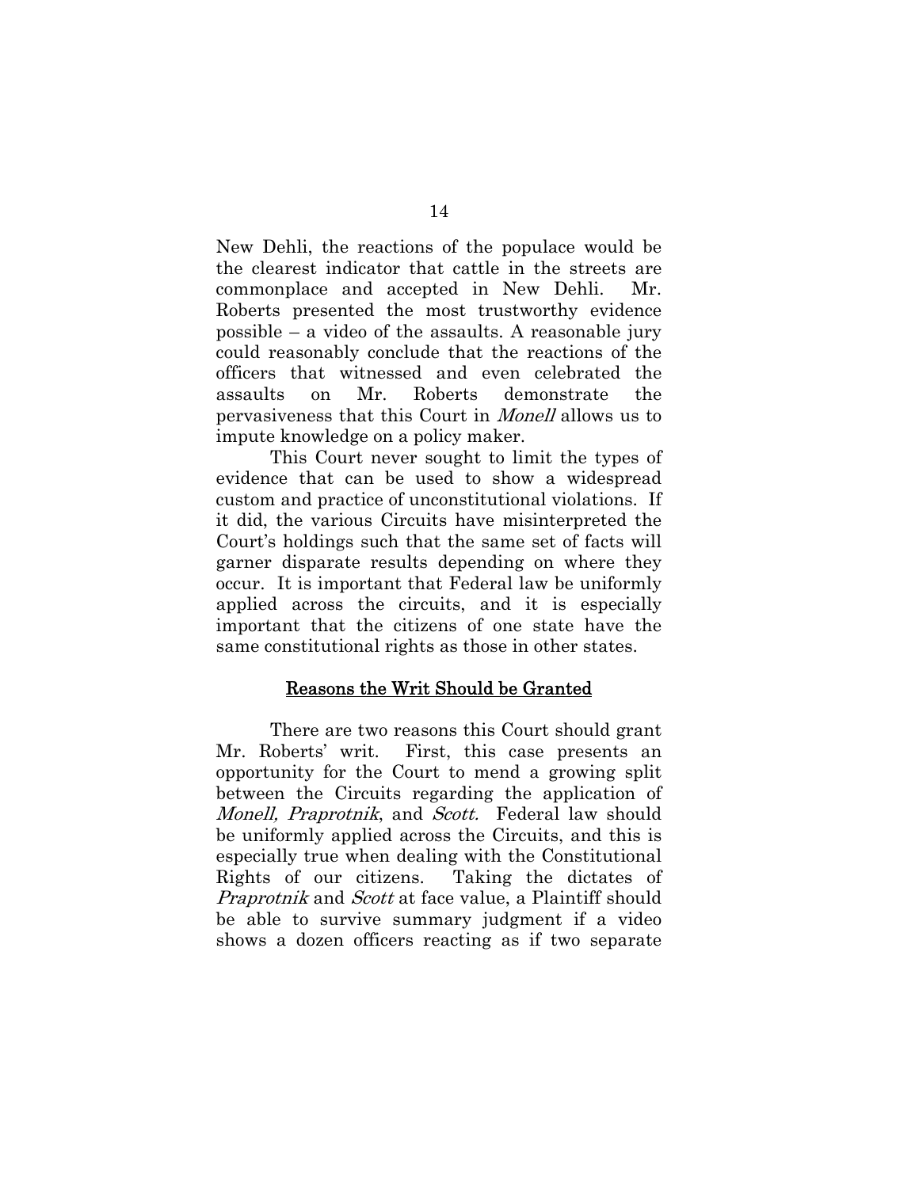New Dehli, the reactions of the populace would be the clearest indicator that cattle in the streets are commonplace and accepted in New Dehli. Mr. Roberts presented the most trustworthy evidence possible – a video of the assaults. A reasonable jury could reasonably conclude that the reactions of the officers that witnessed and even celebrated the assaults on Mr. Roberts demonstrate the pervasiveness that this Court in *Monell* allows us to impute knowledge on a policy maker.

This Court never sought to limit the types of evidence that can be used to show a widespread custom and practice of unconstitutional violations. If it did, the various Circuits have misinterpreted the Court's holdings such that the same set of facts will garner disparate results depending on where they occur. It is important that Federal law be uniformly applied across the circuits, and it is especially important that the citizens of one state have the same constitutional rights as those in other states.

## <u>Reasons the Writ Should be Granted</u>

There are two reasons this Court should grant Mr. Roberts' writ. First, this case presents an opportunity for the Court to mend a growing split between the Circuits regarding the application of *Monell, Praprotnik*, and *Scott.* Federal law should be uniformly applied across the Circuits, and this is especially true when dealing with the Constitutional Rights of our citizens. Taking the dictates of *Praprotnik* and *Scott* at face value, a Plaintiff should be able to survive summary judgment if a video shows a dozen officers reacting as if two separate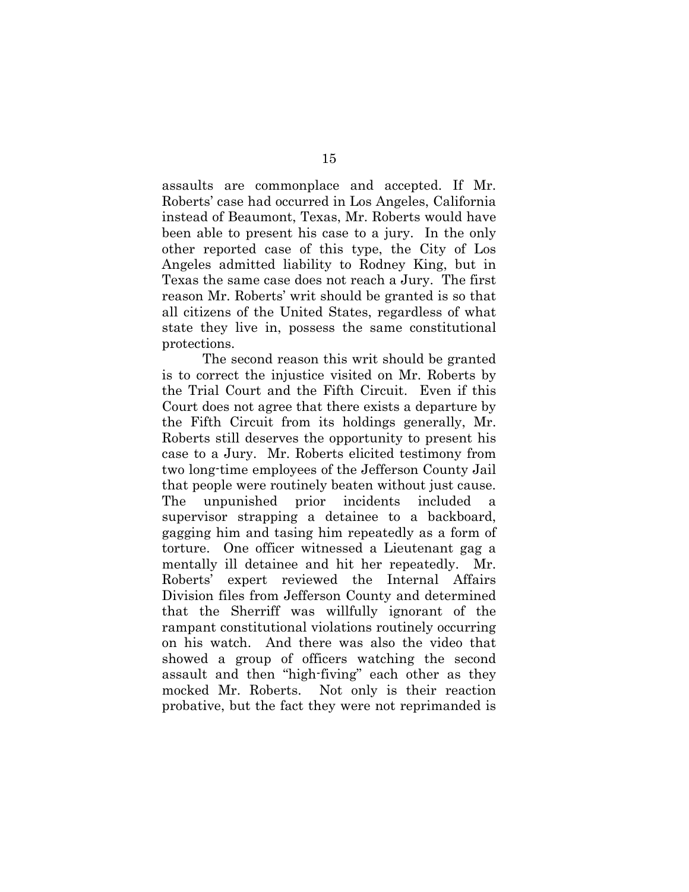assaults are commonplace and accepted. If Mr. Roberts' case had occurred in Los Angeles, California instead of Beaumont, Texas, Mr. Roberts would have been able to present his case to a jury. In the only other reported case of this type, the City of Los Angeles admitted liability to Rodney King, but in Texas the same case does not reach a Jury. The first reason Mr. Roberts' writ should be granted is so that all citizens of the United States, regardless of what state they live in, possess the same constitutional protections.

The second reason this writ should be granted is to correct the injustice visited on Mr. Roberts by the Trial Court and the Fifth Circuit. Even if this Court does not agree that there exists a departure by the Fifth Circuit from its holdings generally, Mr. Roberts still deserves the opportunity to present his case to a Jury. Mr. Roberts elicited testimony from two long-time employees of the Jefferson County Jail that people were routinely beaten without just cause. The unpunished prior incidents included a supervisor strapping a detainee to a backboard, gagging him and tasing him repeatedly as a form of torture. One officer witnessed a Lieutenant gag a mentally ill detainee and hit her repeatedly. Mr. Roberts' expert reviewed the Internal Affairs Division files from Jefferson County and determined that the Sherriff was willfully ignorant of the rampant constitutional violations routinely occurring on his watch. And there was also the video that showed a group of officers watching the second assault and then "high-fiving" each other as they mocked Mr. Roberts. Not only is their reaction probative, but the fact they were not reprimanded is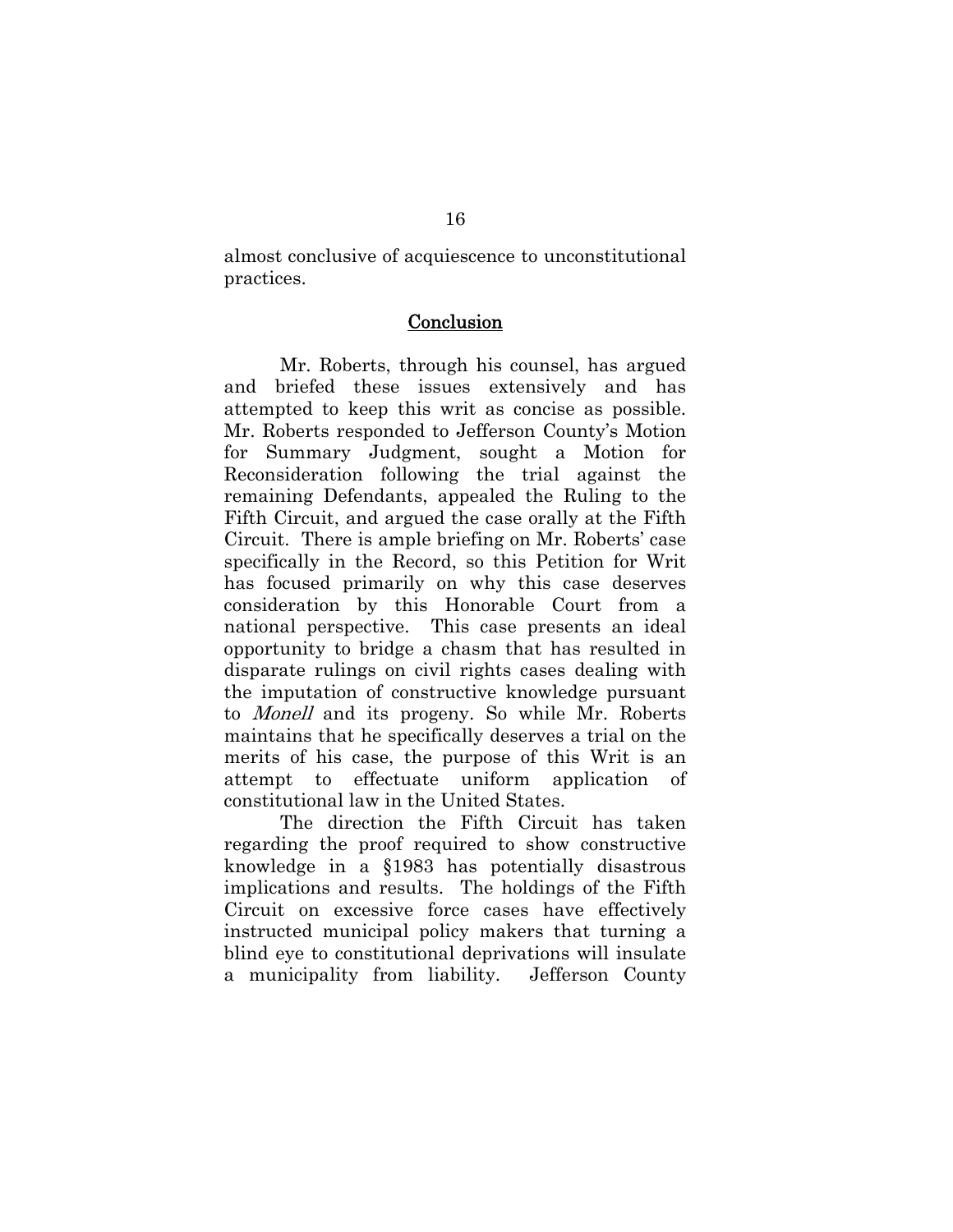almost conclusive of acquiescence to unconstitutional practices.

## Conclusion

Mr. Roberts, through his counsel, has argued and briefed these issues extensively and has attempted to keep this writ as concise as possible. Mr. Roberts responded to Jefferson County's Motion for Summary Judgment, sought a Motion for Reconsideration following the trial against the remaining Defendants, appealed the Ruling to the Fifth Circuit, and argued the case orally at the Fifth Circuit. There is ample briefing on Mr. Roberts' case specifically in the Record, so this Petition for Writ has focused primarily on why this case deserves consideration by this Honorable Court from a national perspective. This case presents an ideal opportunity to bridge a chasm that has resulted in disparate rulings on civil rights cases dealing with the imputation of constructive knowledge pursuant to *Monell* and its progeny. So while Mr. Roberts maintains that he specifically deserves a trial on the merits of his case, the purpose of this Writ is an attempt to effectuate uniform application of constitutional law in the United States.

The direction the Fifth Circuit has taken regarding the proof required to show constructive knowledge in a §1983 has potentially disastrous implications and results. The holdings of the Fifth Circuit on excessive force cases have effectively instructed municipal policy makers that turning a blind eye to constitutional deprivations will insulate a municipality from liability. Jefferson County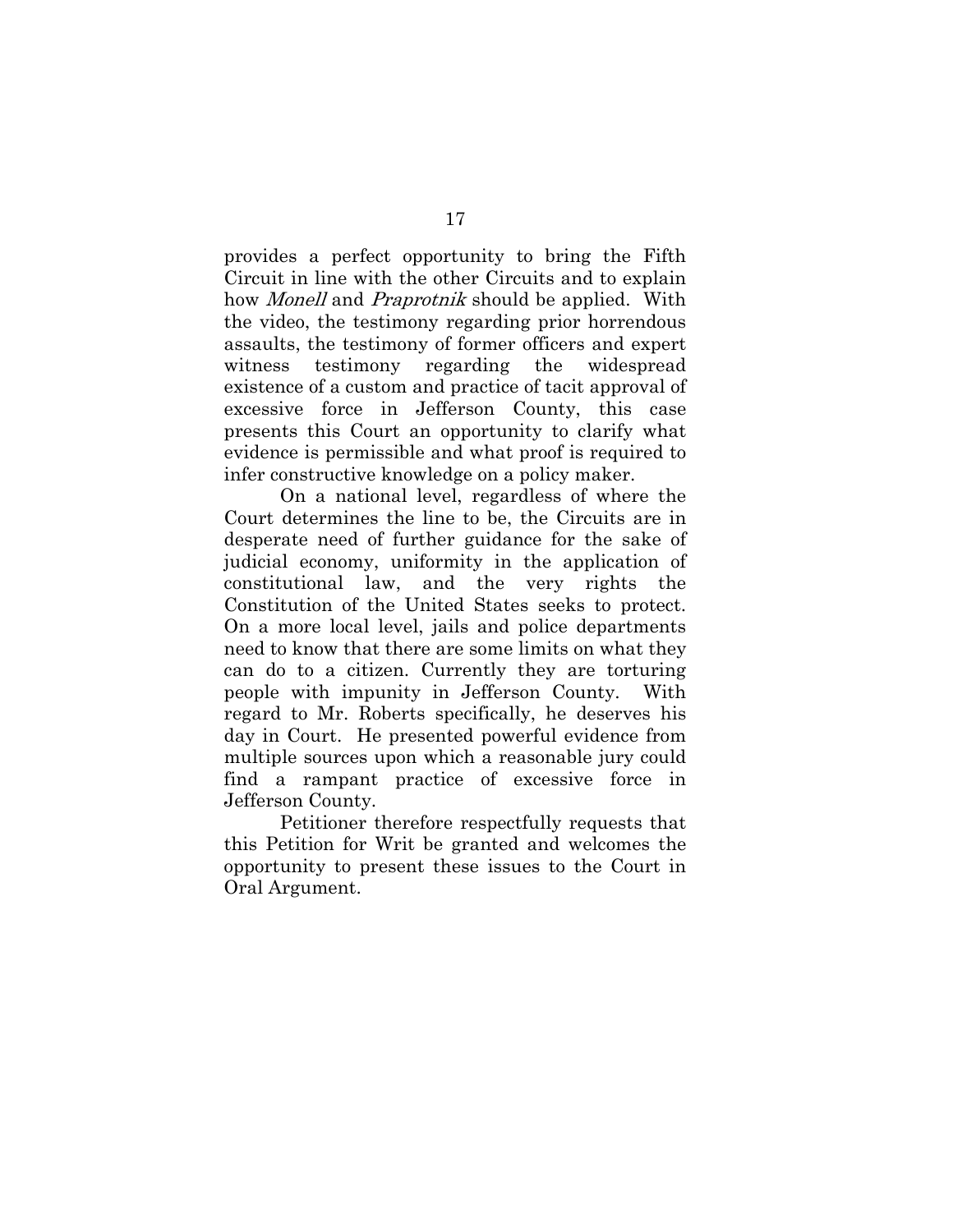provides a perfect opportunity to bring the Fifth Circuit in line with the other Circuits and to explain how *Monell* and *Praprotnik* should be applied. With the video, the testimony regarding prior horrendous assaults, the testimony of former officers and expert witness testimony regarding the widespread existence of a custom and practice of tacit approval of excessive force in Jefferson County, this case presents this Court an opportunity to clarify what evidence is permissible and what proof is required to infer constructive knowledge on a policy maker.

On a national level, regardless of where the Court determines the line to be, the Circuits are in desperate need of further guidance for the sake of judicial economy, uniformity in the application of constitutional law, and the very rights the Constitution of the United States seeks to protect. On a more local level, jails and police departments need to know that there are some limits on what they can do to a citizen. Currently they are torturing people with impunity in Jefferson County. With regard to Mr. Roberts specifically, he deserves his day in Court. He presented powerful evidence from multiple sources upon which a reasonable jury could find a rampant practice of excessive force in Jefferson County.

Petitioner therefore respectfully requests that this Petition for Writ be granted and welcomes the opportunity to present these issues to the Court in Oral Argument.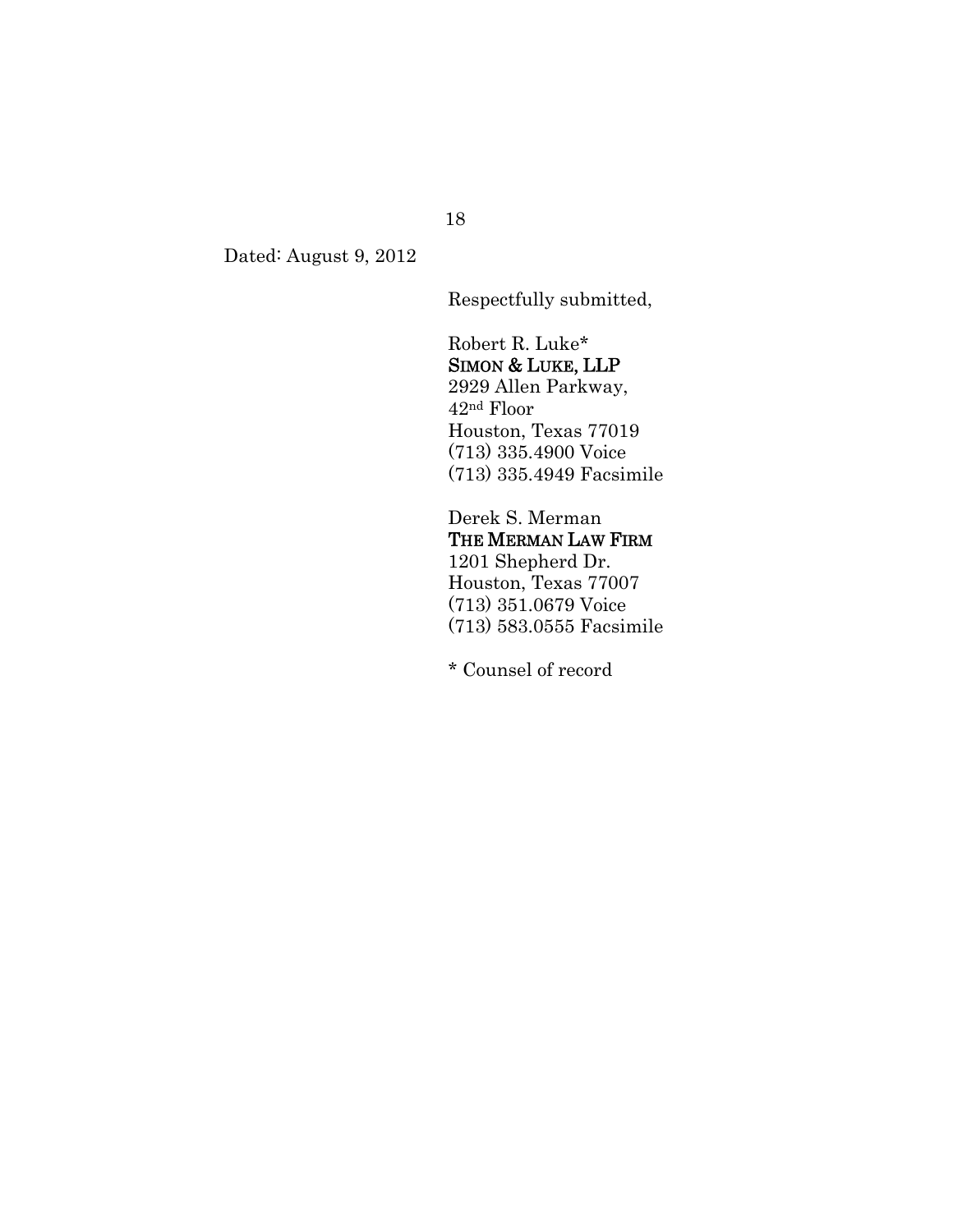Dated: August 9, 2012

Respectfully submitted,

Robert R. Luke*
SIMON & LUKE, LLP
2929 Allen Parkway,
42nd Floor
Houston, Texas 77019
(713) 335.4900 Voice
(713) 335.4949 Facsimile

Derek S. Merman
THE MERMAN LAW FIRM
1201 Shepherd Dr.
Houston, Texas 77007
(713) 351.0679 Voice
(713) 583.0555 Facsimile

* Counsel of record